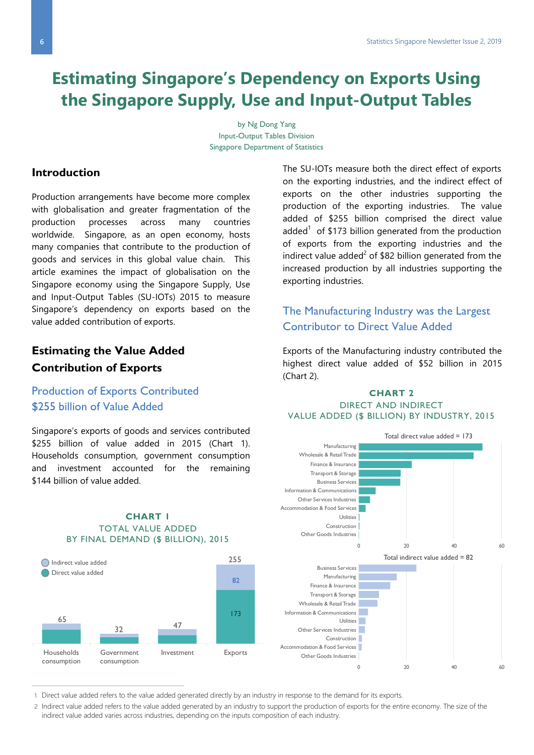# Estimating Singapore's Dependency on Exports Using the Singapore Supply, Use and Input-Output Tables

by Ng Dong Yang
Input-Output Tables Division
Singapore Department of Statistics

## Introduction

Production arrangements have become more complex with globalisation and greater fragmentation of the production processes across many countries worldwide. Singapore, as an open economy, hosts many companies that contribute to the production of goods and services in this global value chain. This article examines the impact of globalisation on the Singapore economy using the Singapore Supply, Use and Input-Output Tables (SU-IOTs) 2015 to measure Singapore's dependency on exports based on the value added contribution of exports.

## Estimating the Value Added Contribution of Exports

### Production of Exports Contributed $255 billion of Value Added

Singapore's exports of goods and services contributed $255 billion of value added in 2015 (Chart 1). Households consumption, government consumption and investment accounted for the remaining $144 billion of value added.

**CHART 1**
TOTAL VALUE ADDED BY FINAL DEMAND ($ BILLION), 2015

| | Households consumption | Government consumption | Investment | Exports |
|---|---|---|---|---|
| Direct value added | | | | 173 |
| Indirect value added | | | | 82 |
| Total | 65 | 32 | 47 | 255 |

The SU-IOTs measure both the direct effect of exports on the exporting industries, and the indirect effect of exports on the other industries supporting the production of the exporting industries. The value added of $255 billion comprised the direct value added[1] of $173 billion generated from the production of exports from the exporting industries and the indirect value added[2] of $82 billion generated from the increased production by all industries supporting the exporting industries.

### The Manufacturing Industry was the Largest Contributor to Direct Value Added

Exports of the Manufacturing industry contributed the highest direct value added of $52 billion in 2015 (Chart 2).

**CHART 2**
DIRECT AND INDIRECT VALUE ADDED ($ BILLION) BY INDUSTRY, 2015

Total direct value added = 173

Manufacturing, Wholesale & Retail Trade, Finance & Insurance, Transport & Storage, Business Services, Information & Communications, Other Services Industries, Accommodation & Food Services, Utilities, Construction, Other Goods Industries

Total indirect value added = 82

Business Services, Manufacturing, Finance & Insurance, Transport & Storage, Wholesale & Retail Trade, Information & Communications, Utilities, Other Services Industries, Construction, Accommodation & Food Services, Other Goods Industries

---

1 Direct value added refers to the value added generated directly by an industry in response to the demand for its exports.

2 Indirect value added refers to the value added generated by an industry to support the production of exports for the entire economy. The size of the indirect value added varies across industries, depending on the inputs composition of each industry.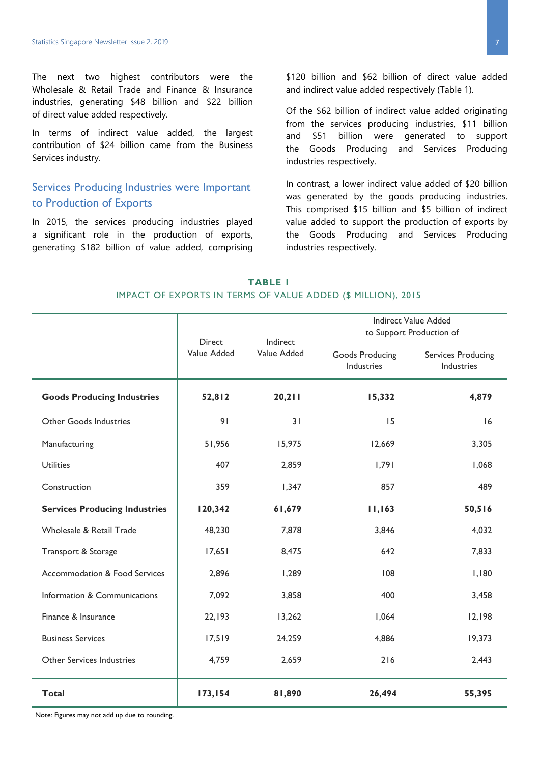The next two highest contributors were the Wholesale & Retail Trade and Finance & Insurance industries, generating $48 billion and $22 billion of direct value added respectively.

In terms of indirect value added, the largest contribution of $24 billion came from the Business Services industry.

## Services Producing Industries were Important to Production of Exports

In 2015, the services producing industries played a significant role in the production of exports, generating $182 billion of value added, comprising $120 billion and $62 billion of direct value added and indirect value added respectively (Table 1).

Of the $62 billion of indirect value added originating from the services producing industries, $11 billion and $51 billion were generated to support the Goods Producing and Services Producing industries respectively.

In contrast, a lower indirect value added of $20 billion was generated by the goods producing industries. This comprised $15 billion and $5 billion of indirect value added to support the production of exports by the Goods Producing and Services Producing industries respectively.

**TABLE 1**
IMPACT OF EXPORTS IN TERMS OF VALUE ADDED ($ MILLION), 2015

| | Direct Value Added | Indirect Value Added | Indirect Value Added to Support Production of | |
|---|---|---|---|---|
| | | | Goods Producing Industries | Services Producing Industries |
| **Goods Producing Industries** | **52,812** | **20,211** | **15,332** | **4,879** |
| Other Goods Industries | 91 | 31 | 15 | 16 |
| Manufacturing | 51,956 | 15,975 | 12,669 | 3,305 |
| Utilities | 407 | 2,859 | 1,791 | 1,068 |
| Construction | 359 | 1,347 | 857 | 489 |
| **Services Producing Industries** | **120,342** | **61,679** | **11,163** | **50,516** |
| Wholesale & Retail Trade | 48,230 | 7,878 | 3,846 | 4,032 |
| Transport & Storage | 17,651 | 8,475 | 642 | 7,833 |
| Accommodation & Food Services | 2,896 | 1,289 | 108 | 1,180 |
| Information & Communications | 7,092 | 3,858 | 400 | 3,458 |
| Finance & Insurance | 22,193 | 13,262 | 1,064 | 12,198 |
| Business Services | 17,519 | 24,259 | 4,886 | 19,373 |
| Other Services Industries | 4,759 | 2,659 | 216 | 2,443 |
| **Total** | **173,154** | **81,890** | **26,494** | **55,395** |

Note: Figures may not add up due to rounding.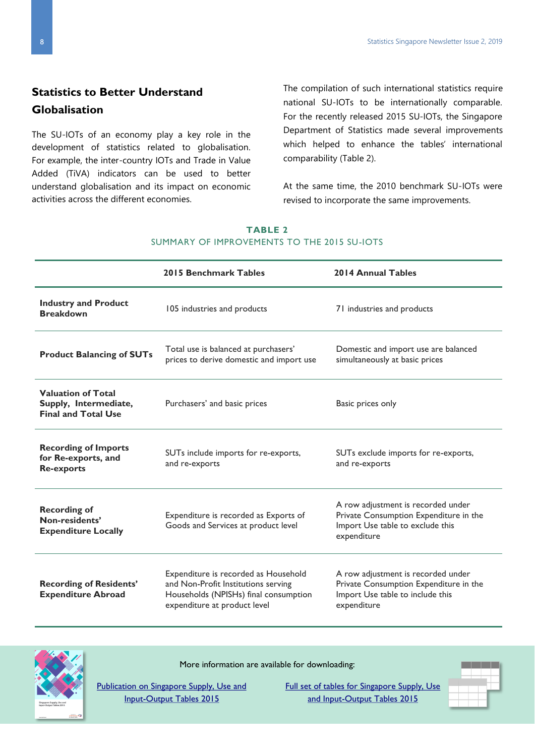## Statistics to Better Understand Globalisation

The SU-IOTs of an economy play a key role in the development of statistics related to globalisation. For example, the inter-country IOTs and Trade in Value Added (TiVA) indicators can be used to better understand globalisation and its impact on economic activities across the different economies.

The compilation of such international statistics require national SU-IOTs to be internationally comparable. For the recently released 2015 SU-IOTs, the Singapore Department of Statistics made several improvements which helped to enhance the tables' international comparability (Table 2).

At the same time, the 2010 benchmark SU-IOTs were revised to incorporate the same improvements.

**TABLE 2**
SUMMARY OF IMPROVEMENTS TO THE 2015 SU-IOTS

| | 2015 Benchmark Tables | 2014 Annual Tables |
|---|---|---|
| **Industry and Product Breakdown** | 105 industries and products | 71 industries and products |
| **Product Balancing of SUTs** | Total use is balanced at purchasers' prices to derive domestic and import use | Domestic and import use are balanced simultaneously at basic prices |
| **Valuation of Total Supply, Intermediate, Final and Total Use** | Purchasers' and basic prices | Basic prices only |
| **Recording of Imports for Re-exports, and Re-exports** | SUTs include imports for re-exports, and re-exports | SUTs exclude imports for re-exports, and re-exports |
| **Recording of Non-residents' Expenditure Locally** | Expenditure is recorded as Exports of Goods and Services at product level | A row adjustment is recorded under Private Consumption Expenditure in the Import Use table to exclude this expenditure |
| **Recording of Residents' Expenditure Abroad** | Expenditure is recorded as Household and Non-Profit Institutions serving Households (NPISHs) final consumption expenditure at product level | A row adjustment is recorded under Private Consumption Expenditure in the Import Use table to include this expenditure |

More information are available for downloading:

[Publication on Singapore Supply, Use and Input-Output Tables 2015]

[Full set of tables for Singapore Supply, Use and Input-Output Tables 2015]